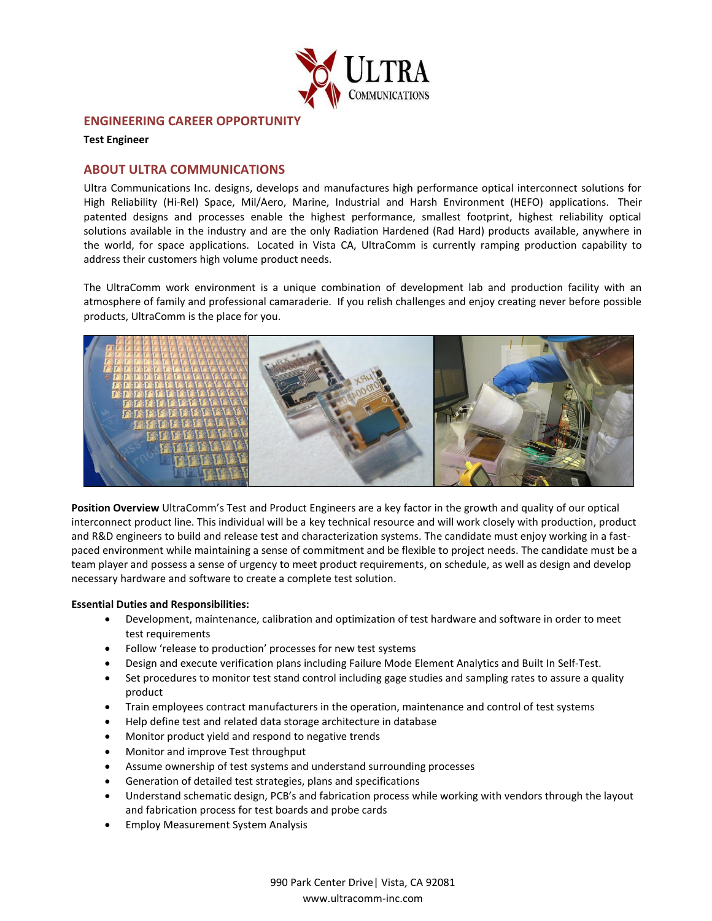## ENGINEERING CAREER OPPORTUNITY

**Test Engineer**

## ABOUT ULTRA COMMUNICATIONS

Ultra Communications Inc. designs, develops and manufactures high performance optical interconnect solutions for High Reliability (Hi-Rel) Space, Mil/Aero, Marine, Industrial and Harsh Environment (HEFO) applications. Their patented designs and processes enable the highest performance, smallest footprint, highest reliability optical solutions available in the industry and are the only Radiation Hardened (Rad Hard) products available, anywhere in the world, for space applications. Located in Vista CA, UltraComm is currently ramping production capability to address their customers high volume product needs.

The UltraComm work environment is a unique combination of development lab and production facility with an atmosphere of family and professional camaraderie. If you relish challenges and enjoy creating never before possible products, UltraComm is the place for you.

**Position Overview** UltraComm's Test and Product Engineers are a key factor in the growth and quality of our optical interconnect product line. This individual will be a key technical resource and will work closely with production, product and R&D engineers to build and release test and characterization systems. The candidate must enjoy working in a fast-paced environment while maintaining a sense of commitment and be flexible to project needs. The candidate must be a team player and possess a sense of urgency to meet product requirements, on schedule, as well as design and develop necessary hardware and software to create a complete test solution.

**Essential Duties and Responsibilities:**

- Development, maintenance, calibration and optimization of test hardware and software in order to meet test requirements
- Follow 'release to production' processes for new test systems
- Design and execute verification plans including Failure Mode Element Analytics and Built In Self-Test.
- Set procedures to monitor test stand control including gage studies and sampling rates to assure a quality product
- Train employees contract manufacturers in the operation, maintenance and control of test systems
- Help define test and related data storage architecture in database
- Monitor product yield and respond to negative trends
- Monitor and improve Test throughput
- Assume ownership of test systems and understand surrounding processes
- Generation of detailed test strategies, plans and specifications
- Understand schematic design, PCB's and fabrication process while working with vendors through the layout and fabrication process for test boards and probe cards
- Employ Measurement System Analysis

990 Park Center Drive| Vista, CA 92081
www.ultracomm-inc.com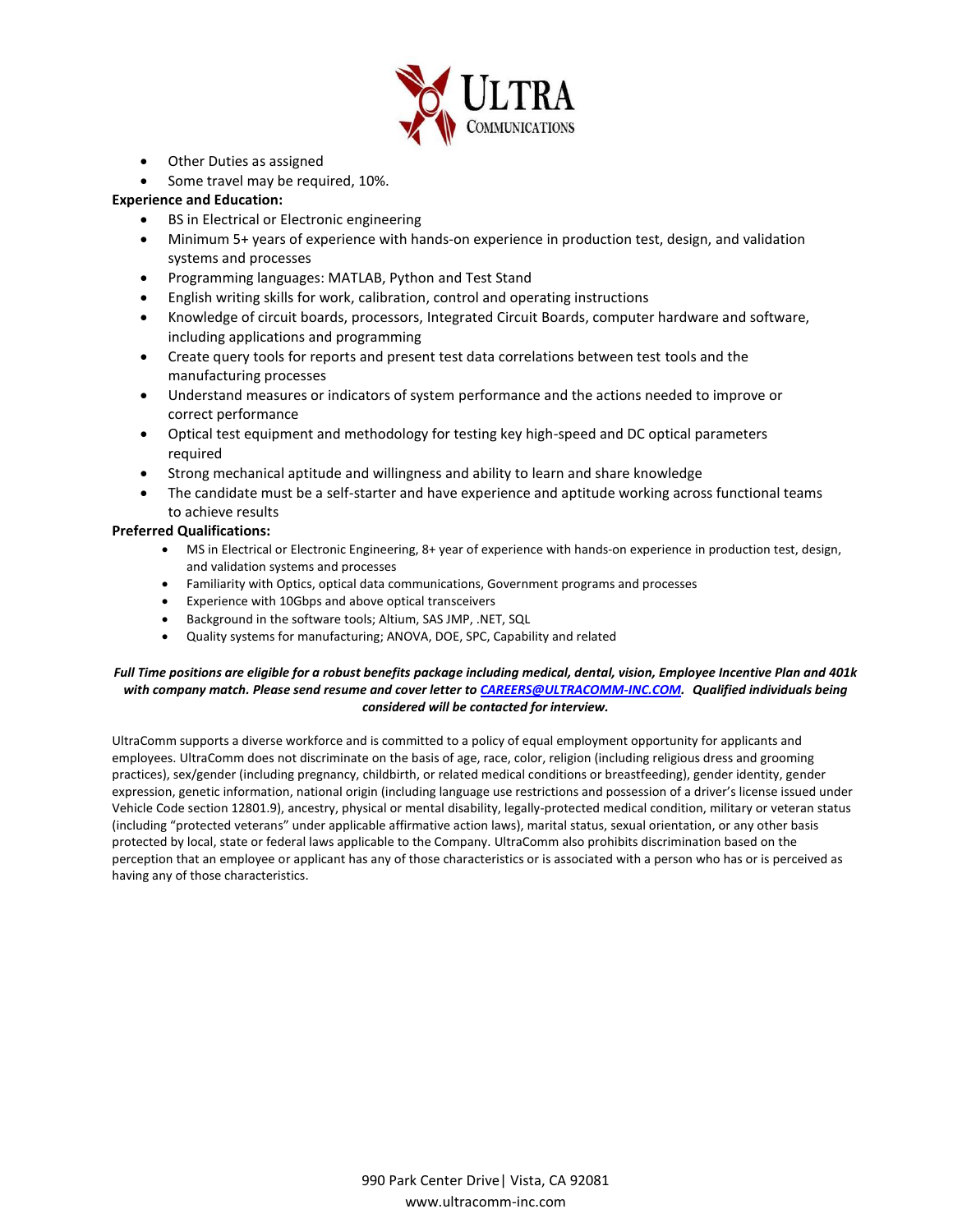- Other Duties as assigned
- Some travel may be required, 10%.

**Experience and Education:**

- BS in Electrical or Electronic engineering
- Minimum 5+ years of experience with hands-on experience in production test, design, and validation systems and processes
- Programming languages: MATLAB, Python and Test Stand
- English writing skills for work, calibration, control and operating instructions
- Knowledge of circuit boards, processors, Integrated Circuit Boards, computer hardware and software, including applications and programming
- Create query tools for reports and present test data correlations between test tools and the manufacturing processes
- Understand measures or indicators of system performance and the actions needed to improve or correct performance
- Optical test equipment and methodology for testing key high-speed and DC optical parameters required
- Strong mechanical aptitude and willingness and ability to learn and share knowledge
- The candidate must be a self-starter and have experience and aptitude working across functional teams to achieve results

**Preferred Qualifications:**

- MS in Electrical or Electronic Engineering, 8+ year of experience with hands-on experience in production test, design, and validation systems and processes
- Familiarity with Optics, optical data communications, Government programs and processes
- Experience with 10Gbps and above optical transceivers
- Background in the software tools; Altium, SAS JMP, .NET, SQL
- Quality systems for manufacturing; ANOVA, DOE, SPC, Capability and related

***Full Time positions are eligible for a robust benefits package including medical, dental, vision, Employee Incentive Plan and 401k with company match. Please send resume and cover letter to [CAREERS@ULTRACOMM-INC.COM](mailto:CAREERS@ULTRACOMM-INC.COM). Qualified individuals being considered will be contacted for interview.***

UltraComm supports a diverse workforce and is committed to a policy of equal employment opportunity for applicants and employees. UltraComm does not discriminate on the basis of age, race, color, religion (including religious dress and grooming practices), sex/gender (including pregnancy, childbirth, or related medical conditions or breastfeeding), gender identity, gender expression, genetic information, national origin (including language use restrictions and possession of a driver's license issued under Vehicle Code section 12801.9), ancestry, physical or mental disability, legally-protected medical condition, military or veteran status (including "protected veterans" under applicable affirmative action laws), marital status, sexual orientation, or any other basis protected by local, state or federal laws applicable to the Company. UltraComm also prohibits discrimination based on the perception that an employee or applicant has any of those characteristics or is associated with a person who has or is perceived as having any of those characteristics.